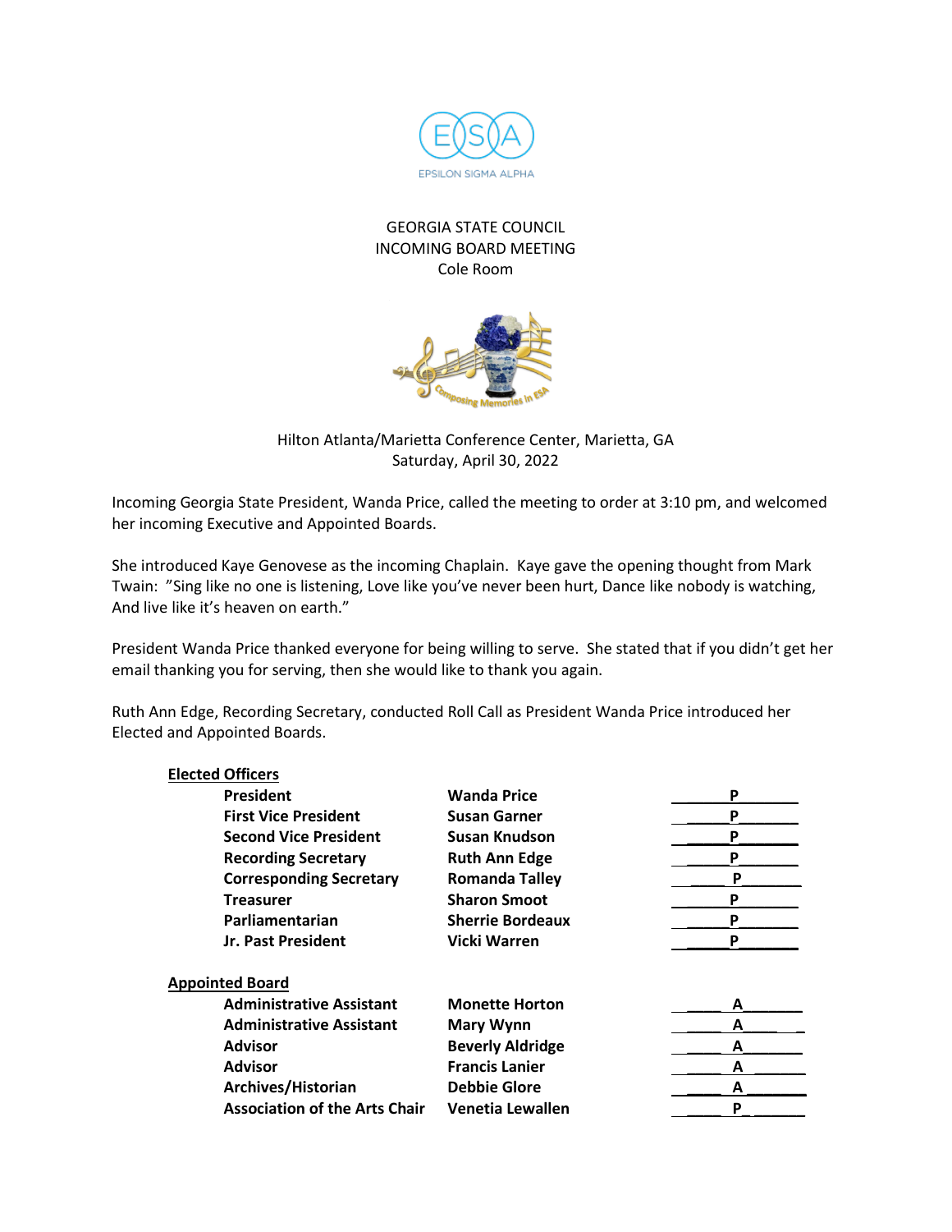GEORGIA STATE COUNCIL
INCOMING BOARD MEETING
Cole Room

Hilton Atlanta/Marietta Conference Center, Marietta, GA
Saturday, April 30, 2022

Incoming Georgia State President, Wanda Price, called the meeting to order at 3:10 pm, and welcomed her incoming Executive and Appointed Boards.

She introduced Kaye Genovese as the incoming Chaplain. Kaye gave the opening thought from Mark Twain: "Sing like no one is listening, Love like you've never been hurt, Dance like nobody is watching, And live like it's heaven on earth."

President Wanda Price thanked everyone for being willing to serve. She stated that if you didn't get her email thanking you for serving, then she would like to thank you again.

Ruth Ann Edge, Recording Secretary, conducted Roll Call as President Wanda Price introduced her Elected and Appointed Boards.

**Elected Officers**

| | | |
|---|---|---|
| **President** | **Wanda Price** | P |
| **First Vice President** | **Susan Garner** | P |
| **Second Vice President** | **Susan Knudson** | P |
| **Recording Secretary** | **Ruth Ann Edge** | P |
| **Corresponding Secretary** | **Romanda Talley** | P |
| **Treasurer** | **Sharon Smoot** | P |
| **Parliamentarian** | **Sherrie Bordeaux** | P |
| **Jr. Past President** | **Vicki Warren** | P |

**Appointed Board**

| | | |
|---|---|---|
| **Administrative Assistant** | **Monette Horton** | A |
| **Administrative Assistant** | **Mary Wynn** | A |
| **Advisor** | **Beverly Aldridge** | A |
| **Advisor** | **Francis Lanier** | A |
| **Archives/Historian** | **Debbie Glore** | A |
| **Association of the Arts Chair** | **Venetia Lewallen** | P |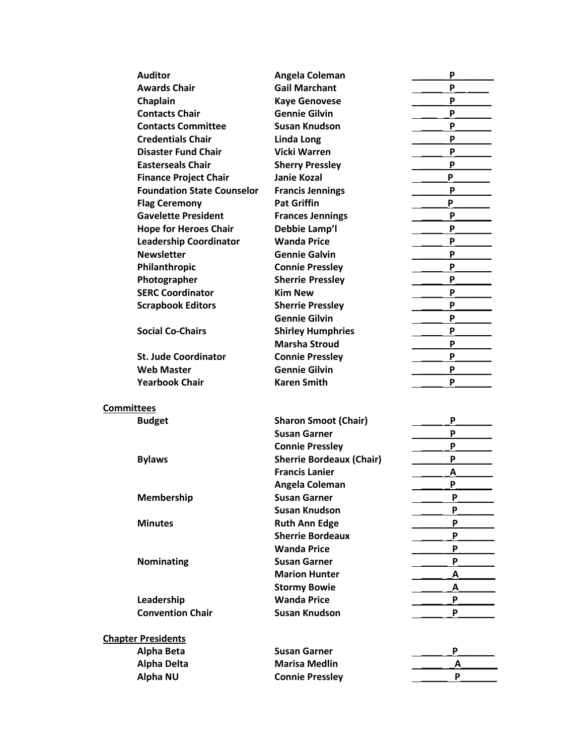| Position | Name | Attendance |
|---|---|---|
| **Auditor** | **Angela Coleman** | **P** |
| **Awards Chair** | **Gail Marchant** | **P** |
| **Chaplain** | **Kaye Genovese** | **P** |
| **Contacts Chair** | **Gennie Gilvin** | **P** |
| **Contacts Committee** | **Susan Knudson** | **P** |
| **Credentials Chair** | **Linda Long** | **P** |
| **Disaster Fund Chair** | **Vicki Warren** | **P** |
| **Easterseals Chair** | **Sherry Pressley** | **P** |
| **Finance Project Chair** | **Janie Kozal** | **P** |
| **Foundation State Counselor** | **Francis Jennings** | **P** |
| **Flag Ceremony** | **Pat Griffin** | **P** |
| **Gavelette President** | **Frances Jennings** | **P** |
| **Hope for Heroes Chair** | **Debbie Lamp'l** | **P** |
| **Leadership Coordinator** | **Wanda Price** | **P** |
| **Newsletter** | **Gennie Galvin** | **P** |
| **Philanthropic** | **Connie Pressley** | **P** |
| **Photographer** | **Sherrie Pressley** | **P** |
| **SERC Coordinator** | **Kim New** | **P** |
| **Scrapbook Editors** | **Sherrie Pressley** | **P** |
| | **Gennie Gilvin** | **P** |
| **Social Co-Chairs** | **Shirley Humphries** | **P** |
| | **Marsha Stroud** | **P** |
| **St. Jude Coordinator** | **Connie Pressley** | **P** |
| **Web Master** | **Gennie Gilvin** | **P** |
| **Yearbook Chair** | **Karen Smith** | **P** |

## Committees

| Committee | Name | Attendance |
|---|---|---|
| **Budget** | **Sharon Smoot (Chair)** | **P** |
| | **Susan Garner** | **P** |
| | **Connie Pressley** | **P** |
| **Bylaws** | **Sherrie Bordeaux (Chair)** | **P** |
| | **Francis Lanier** | **A** |
| | **Angela Coleman** | **P** |
| **Membership** | **Susan Garner** | **P** |
| | **Susan Knudson** | **P** |
| **Minutes** | **Ruth Ann Edge** | **P** |
| | **Sherrie Bordeaux** | **P** |
| | **Wanda Price** | **P** |
| **Nominating** | **Susan Garner** | **P** |
| | **Marion Hunter** | **A** |
| | **Stormy Bowie** | **A** |
| **Leadership** | **Wanda Price** | **P** |
| **Convention Chair** | **Susan Knudson** | **P** |

## Chapter Presidents

| Chapter | Name | Attendance |
|---|---|---|
| **Alpha Beta** | **Susan Garner** | **P** |
| **Alpha Delta** | **Marisa Medlin** | **A** |
| **Alpha NU** | **Connie Pressley** | **P** |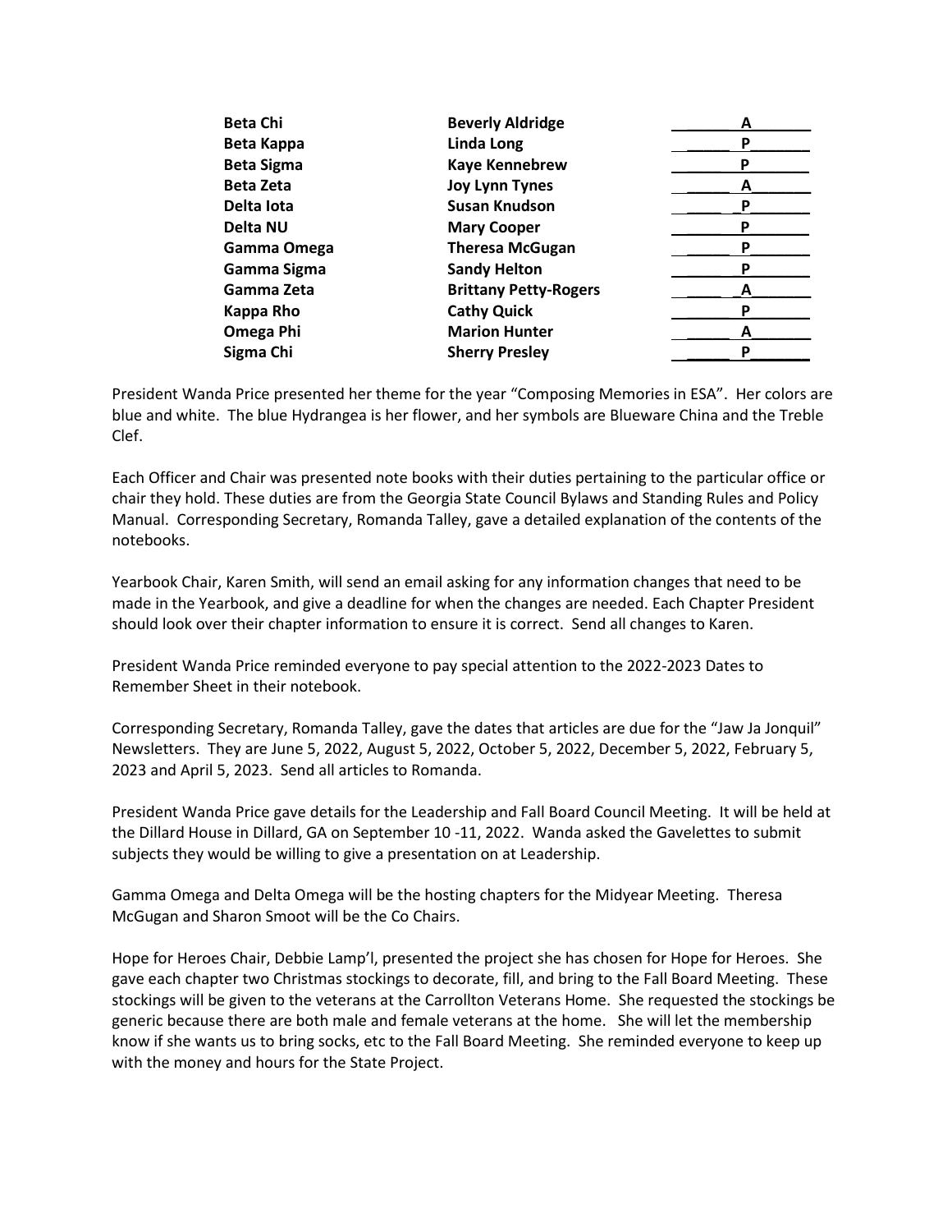| | | |
|---|---|---|
| **Beta Chi** | **Beverly Aldridge** | **A** |
| **Beta Kappa** | **Linda Long** | **P** |
| **Beta Sigma** | **Kaye Kennebrew** | **P** |
| **Beta Zeta** | **Joy Lynn Tynes** | **A** |
| **Delta Iota** | **Susan Knudson** | **P** |
| **Delta NU** | **Mary Cooper** | **P** |
| **Gamma Omega** | **Theresa McGugan** | **P** |
| **Gamma Sigma** | **Sandy Helton** | **P** |
| **Gamma Zeta** | **Brittany Petty-Rogers** | **A** |
| **Kappa Rho** | **Cathy Quick** | **P** |
| **Omega Phi** | **Marion Hunter** | **A** |
| **Sigma Chi** | **Sherry Presley** | **P** |

President Wanda Price presented her theme for the year "Composing Memories in ESA". Her colors are blue and white. The blue Hydrangea is her flower, and her symbols are Blueware China and the Treble Clef.

Each Officer and Chair was presented note books with their duties pertaining to the particular office or chair they hold. These duties are from the Georgia State Council Bylaws and Standing Rules and Policy Manual. Corresponding Secretary, Romanda Talley, gave a detailed explanation of the contents of the notebooks.

Yearbook Chair, Karen Smith, will send an email asking for any information changes that need to be made in the Yearbook, and give a deadline for when the changes are needed. Each Chapter President should look over their chapter information to ensure it is correct. Send all changes to Karen.

President Wanda Price reminded everyone to pay special attention to the 2022-2023 Dates to Remember Sheet in their notebook.

Corresponding Secretary, Romanda Talley, gave the dates that articles are due for the "Jaw Ja Jonquil" Newsletters. They are June 5, 2022, August 5, 2022, October 5, 2022, December 5, 2022, February 5, 2023 and April 5, 2023. Send all articles to Romanda.

President Wanda Price gave details for the Leadership and Fall Board Council Meeting. It will be held at the Dillard House in Dillard, GA on September 10 -11, 2022. Wanda asked the Gavelettes to submit subjects they would be willing to give a presentation on at Leadership.

Gamma Omega and Delta Omega will be the hosting chapters for the Midyear Meeting. Theresa McGugan and Sharon Smoot will be the Co Chairs.

Hope for Heroes Chair, Debbie Lamp'l, presented the project she has chosen for Hope for Heroes. She gave each chapter two Christmas stockings to decorate, fill, and bring to the Fall Board Meeting. These stockings will be given to the veterans at the Carrollton Veterans Home. She requested the stockings be generic because there are both male and female veterans at the home. She will let the membership know if she wants us to bring socks, etc to the Fall Board Meeting. She reminded everyone to keep up with the money and hours for the State Project.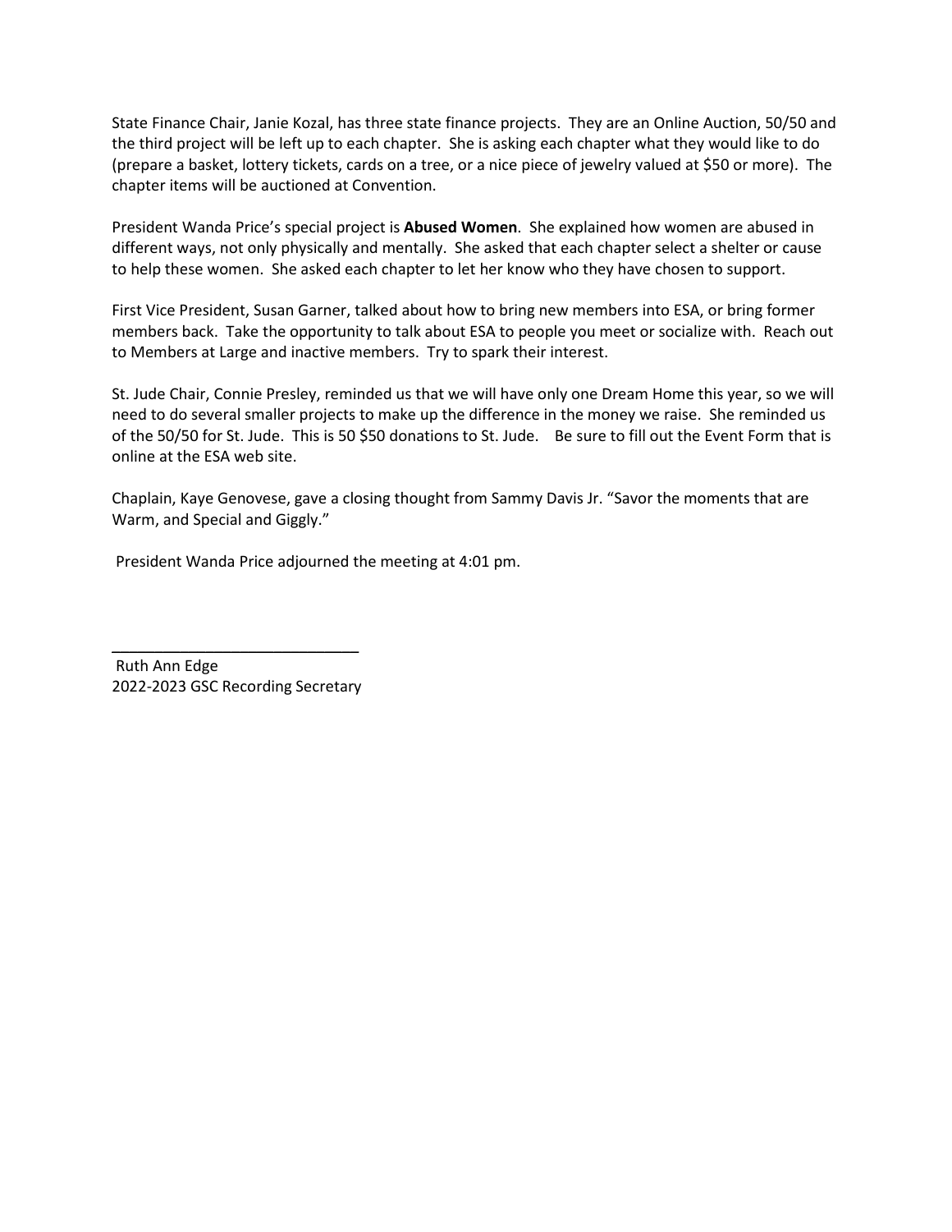State Finance Chair, Janie Kozal, has three state finance projects. They are an Online Auction, 50/50 and the third project will be left up to each chapter. She is asking each chapter what they would like to do (prepare a basket, lottery tickets, cards on a tree, or a nice piece of jewelry valued at $50 or more). The chapter items will be auctioned at Convention.

President Wanda Price's special project is **Abused Women**. She explained how women are abused in different ways, not only physically and mentally. She asked that each chapter select a shelter or cause to help these women. She asked each chapter to let her know who they have chosen to support.

First Vice President, Susan Garner, talked about how to bring new members into ESA, or bring former members back. Take the opportunity to talk about ESA to people you meet or socialize with. Reach out to Members at Large and inactive members. Try to spark their interest.

St. Jude Chair, Connie Presley, reminded us that we will have only one Dream Home this year, so we will need to do several smaller projects to make up the difference in the money we raise. She reminded us of the 50/50 for St. Jude. This is 50 $50 donations to St. Jude. Be sure to fill out the Event Form that is online at the ESA web site.

Chaplain, Kaye Genovese, gave a closing thought from Sammy Davis Jr. "Savor the moments that are Warm, and Special and Giggly."

President Wanda Price adjourned the meeting at 4:01 pm.

_____________________________

Ruth Ann Edge
2022-2023 GSC Recording Secretary